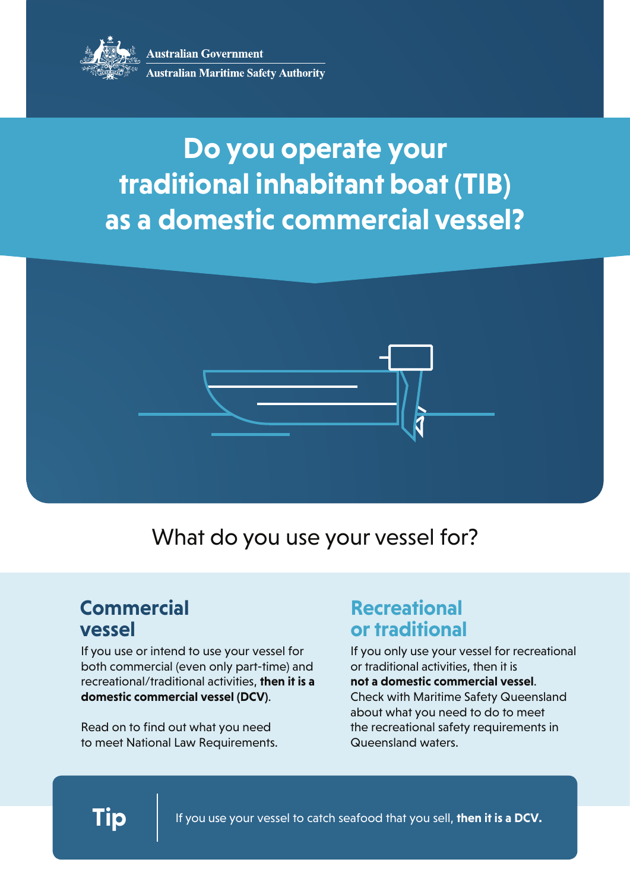Australian Government
Australian Maritime Safety Authority

# Do you operate your traditional inhabitant boat (TIB) as a domestic commercial vessel?

## What do you use your vessel for?

### Commercial vessel

If you use or intend to use your vessel for both commercial (even only part-time) and recreational/traditional activities, **then it is a domestic commercial vessel (DCV)**.

Read on to find out what you need to meet National Law Requirements.

### Recreational or traditional

If you only use your vessel for recreational or traditional activities, then it is **not a domestic commercial vessel**. Check with Maritime Safety Queensland about what you need to do to meet the recreational safety requirements in Queensland waters.

**Tip**

If you use your vessel to catch seafood that you sell, **then it is a DCV.**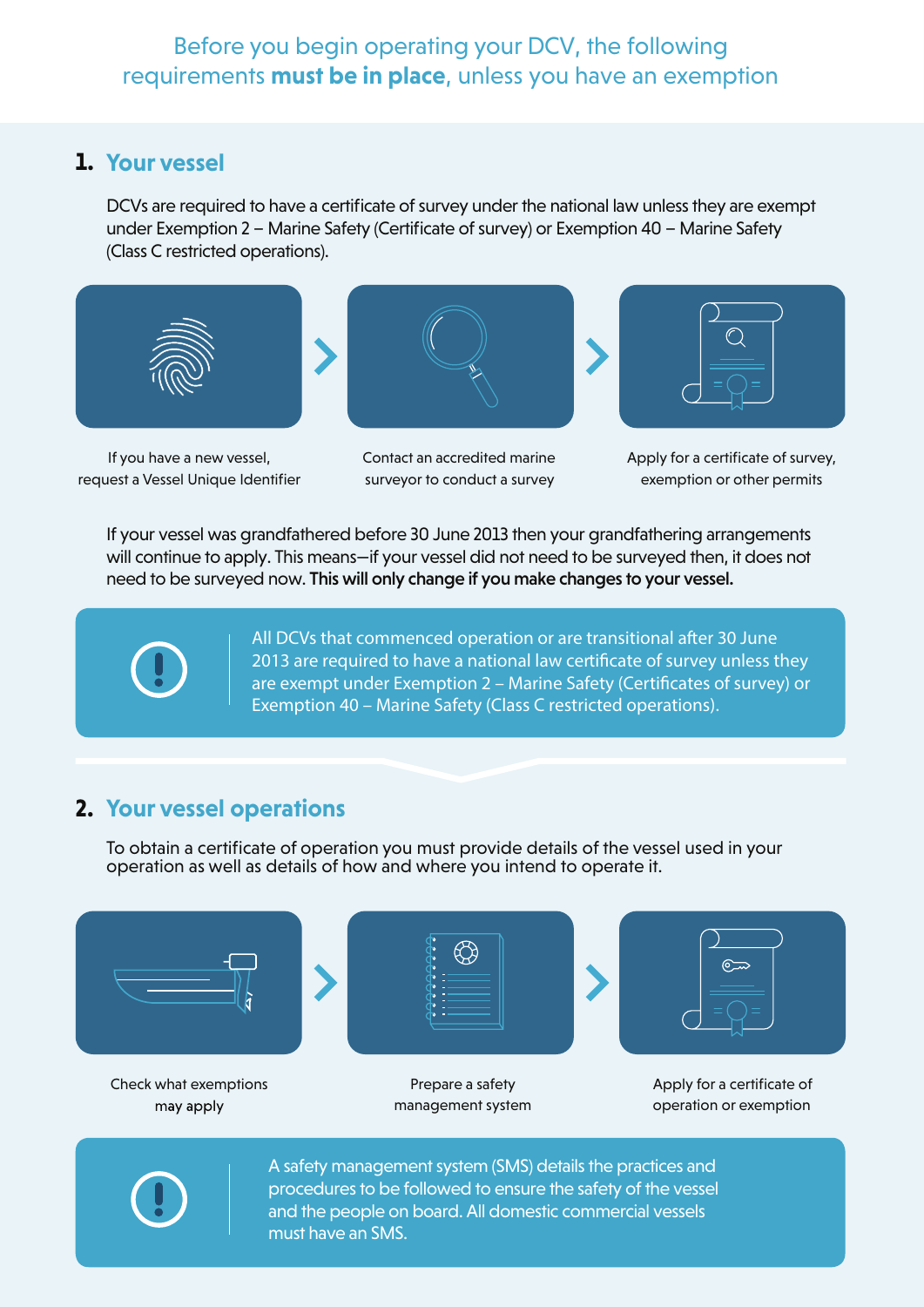Before you begin operating your DCV, the following requirements **must be in place**, unless you have an exemption

## 1. Your vessel

DCVs are required to have a certificate of survey under the national law unless they are exempt under Exemption 2 – Marine Safety (Certificate of survey) or Exemption 40 – Marine Safety (Class C restricted operations).

1. If you have a new vessel, request a Vessel Unique Identifier
2. Contact an accredited marine surveyor to conduct a survey
3. Apply for a certificate of survey, exemption or other permits

If your vessel was grandfathered before 30 June 2013 then your grandfathering arrangements will continue to apply. This means—if your vessel did not need to be surveyed then, it does not need to be surveyed now. **This will only change if you make changes to your vessel.**

> All DCVs that commenced operation or are transitional after 30 June 2013 are required to have a national law certificate of survey unless they are exempt under Exemption 2 – Marine Safety (Certificates of survey) or Exemption 40 – Marine Safety (Class C restricted operations).

## 2. Your vessel operations

To obtain a certificate of operation you must provide details of the vessel used in your operation as well as details of how and where you intend to operate it.

1. Check what exemptions may apply
2. Prepare a safety management system
3. Apply for a certificate of operation or exemption

> A safety management system (SMS) details the practices and procedures to be followed to ensure the safety of the vessel and the people on board. All domestic commercial vessels must have an SMS.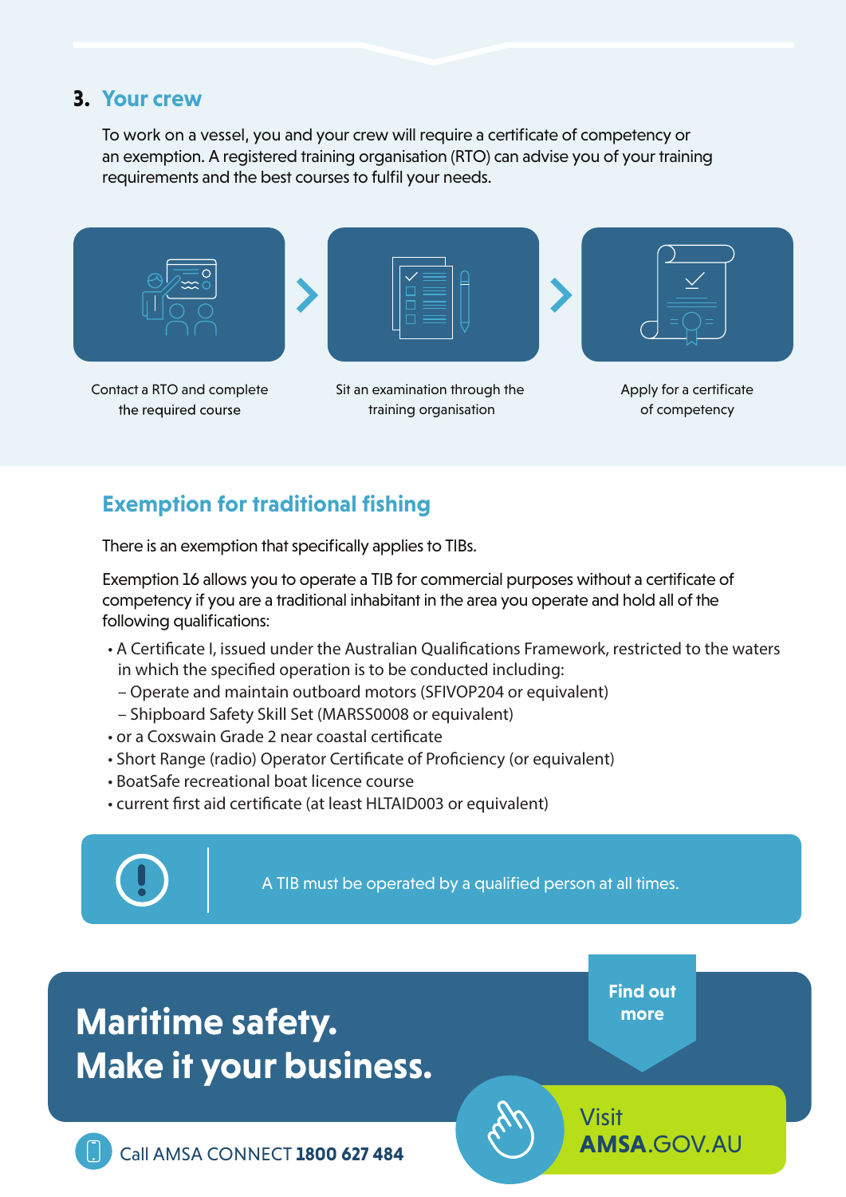## 3. Your crew

To work on a vessel, you and your crew will require a certificate of competency or an exemption. A registered training organisation (RTO) can advise you of your training requirements and the best courses to fulfil your needs.

1. Contact a RTO and complete the required course
2. Sit an examination through the training organisation
3. Apply for a certificate of competency

## Exemption for traditional fishing

There is an exemption that specifically applies to TIBs.

Exemption 16 allows you to operate a TIB for commercial purposes without a certificate of competency if you are a traditional inhabitant in the area you operate and hold all of the following qualifications:

- A Certificate I, issued under the Australian Qualifications Framework, restricted to the waters in which the specified operation is to be conducted including:
  - Operate and maintain outboard motors (SFIVOP204 or equivalent)
  - Shipboard Safety Skill Set (MARSS0008 or equivalent)
- or a Coxswain Grade 2 near coastal certificate
- Short Range (radio) Operator Certificate of Proficiency (or equivalent)
- BoatSafe recreational boat licence course
- current first aid certificate (at least HLTAID003 or equivalent)

**!** A TIB must be operated by a qualified person at all times.

**Maritime safety. Make it your business.**

**Find out more**

Visit **AMSA**.GOV.AU

Call AMSA CONNECT **1800 627 484**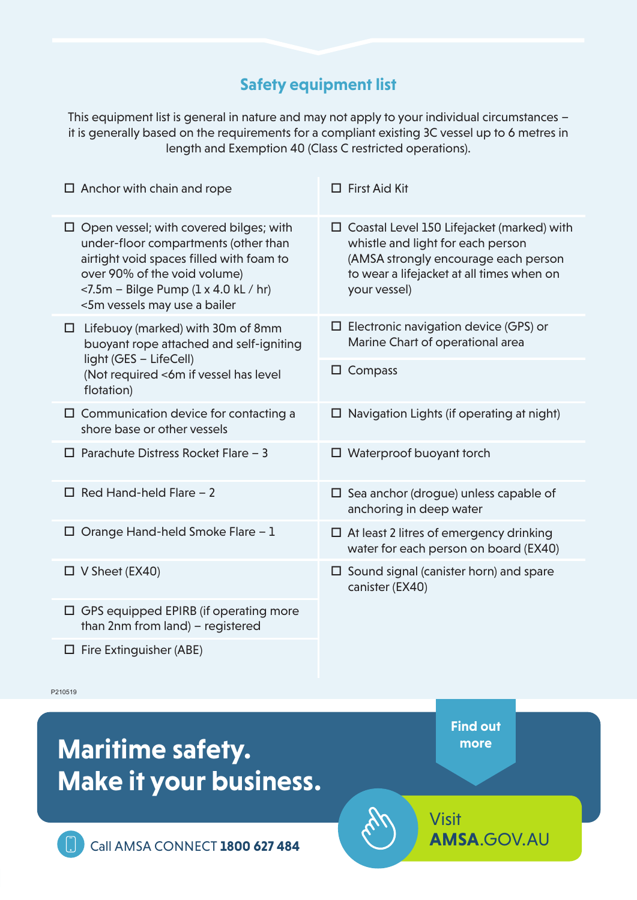## Safety equipment list

This equipment list is general in nature and may not apply to your individual circumstances – it is generally based on the requirements for a compliant existing 3C vessel up to 6 metres in length and Exemption 40 (Class C restricted operations).

- ☐ Anchor with chain and rope
- ☐ Open vessel; with covered bilges; with under-floor compartments (other than airtight void spaces filled with foam to over 90% of the void volume)  
  <7.5m – Bilge Pump (1 x 4.0 kL / hr)  
  <5m vessels may use a bailer
- ☐ Lifebuoy (marked) with 30m of 8mm buoyant rope attached and self-igniting light (GES – LifeCell)  
  (Not required <6m if vessel has level flotation)
- ☐ Communication device for contacting a shore base or other vessels
- ☐ Parachute Distress Rocket Flare – 3
- ☐ Red Hand-held Flare – 2
- ☐ Orange Hand-held Smoke Flare – 1
- ☐ V Sheet (EX40)
- ☐ GPS equipped EPIRB (if operating more than 2nm from land) – registered
- ☐ Fire Extinguisher (ABE)
- ☐ First Aid Kit
- ☐ Coastal Level 150 Lifejacket (marked) with whistle and light for each person (AMSA strongly encourage each person to wear a lifejacket at all times when on your vessel)
- ☐ Electronic navigation device (GPS) or Marine Chart of operational area
- ☐ Compass
- ☐ Navigation Lights (if operating at night)
- ☐ Waterproof buoyant torch
- ☐ Sea anchor (drogue) unless capable of anchoring in deep water
- ☐ At least 2 litres of emergency drinking water for each person on board (EX40)
- ☐ Sound signal (canister horn) and spare canister (EX40)

P210519

**Maritime safety.**
**Make it your business.**

**Find out more**

Visit **AMSA**.GOV.AU

Call AMSA CONNECT **1800 627 484**